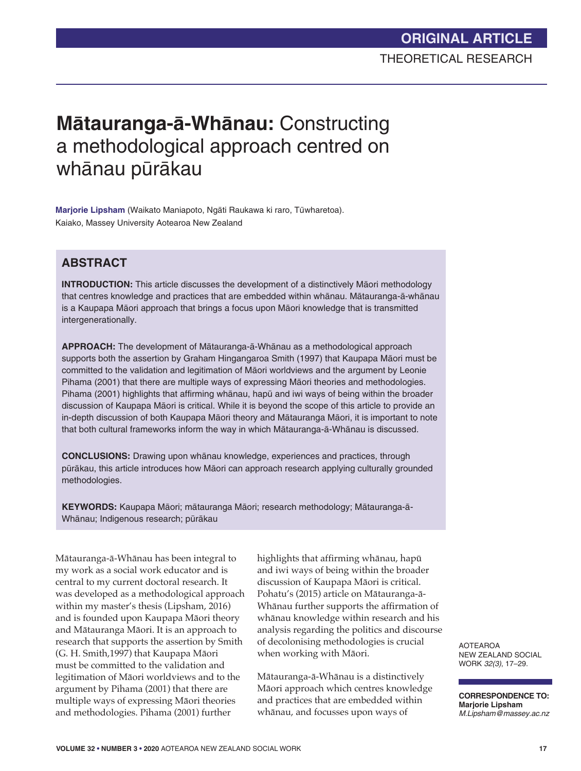ORIGINAL ARTICLE

THEORETICAL RESEARCH

# **Mātauranga-ā-Whānau:** Constructing a methodological approach centred on whānau pūrākau

**Marjorie Lipsham** (Waikato Maniapoto, Ngāti Raukawa ki raro, Tūwharetoa). Kaiako, Massey University Aotearoa New Zealand

## ABSTRACT

**INTRODUCTION:** This article discusses the development of a distinctively Māori methodology that centres knowledge and practices that are embedded within whānau. Mātauranga-ā-whānau is a Kaupapa Māori approach that brings a focus upon Māori knowledge that is transmitted intergenerationally.

**APPROACH:** The development of Mātauranga-ā-Whānau as a methodological approach supports both the assertion by Graham Hingangaroa Smith (1997) that Kaupapa Māori must be committed to the validation and legitimation of Māori worldviews and the argument by Leonie Pihama (2001) that there are multiple ways of expressing Māori theories and methodologies. Pihama (2001) highlights that affirming whānau, hapū and iwi ways of being within the broader discussion of Kaupapa Māori is critical. While it is beyond the scope of this article to provide an in-depth discussion of both Kaupapa Māori theory and Mātauranga Māori, it is important to note that both cultural frameworks inform the way in which Mātauranga-ā-Whānau is discussed.

**CONCLUSIONS:** Drawing upon whānau knowledge, experiences and practices, through pūrākau, this article introduces how Māori can approach research applying culturally grounded methodologies.

**KEYWORDS:** Kaupapa Māori; mātauranga Māori; research methodology; Mātauranga-ā-Whānau; Indigenous research; pūrākau

Mātauranga-ā-Whānau has been integral to my work as a social work educator and is central to my current doctoral research. It was developed as a methodological approach within my master's thesis (Lipsham, 2016) and is founded upon Kaupapa Māori theory and Mātauranga Māori. It is an approach to research that supports the assertion by Smith (G. H. Smith,1997) that Kaupapa Māori must be committed to the validation and legitimation of Māori worldviews and to the argument by Pihama (2001) that there are multiple ways of expressing Māori theories and methodologies. Pihama (2001) further highlights that affirming whānau, hapū and iwi ways of being within the broader discussion of Kaupapa Māori is critical. Pohatu's (2015) article on Mātauranga-ā-Whānau further supports the affirmation of whānau knowledge within research and his analysis regarding the politics and discourse of decolonising methodologies is crucial when working with Māori.

Mātauranga-ā-Whānau is a distinctively Māori approach which centres knowledge and practices that are embedded within whānau, and focusses upon ways of

CORRESPONDENCE TO:
**Marjorie Lipsham**
*M.Lipsham@massey.ac.nz*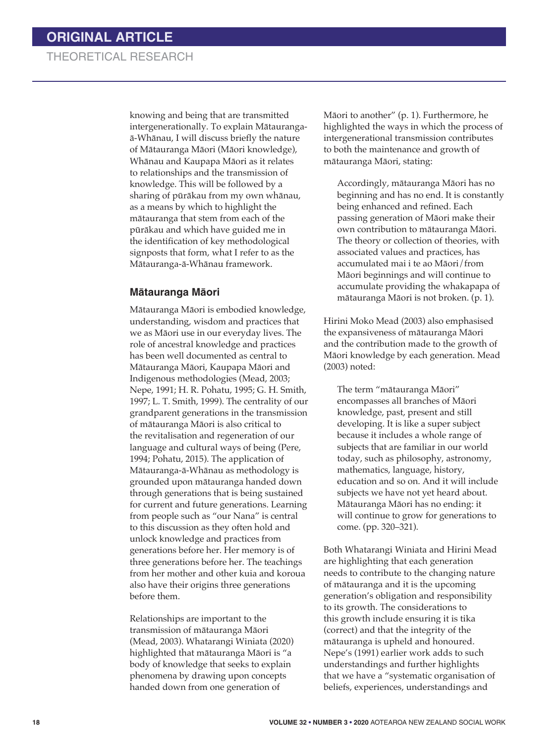knowing and being that are transmitted intergenerationally. To explain Mātauranga-ā-Whānau, I will discuss briefly the nature of Mātauranga Māori (Māori knowledge), Whānau and Kaupapa Māori as it relates to relationships and the transmission of knowledge. This will be followed by a sharing of pūrākau from my own whānau, as a means by which to highlight the mātauranga that stem from each of the pūrākau and which have guided me in the identification of key methodological signposts that form, what I refer to as the Mātauranga-ā-Whānau framework.

## Mātauranga Māori

Mātauranga Māori is embodied knowledge, understanding, wisdom and practices that we as Māori use in our everyday lives. The role of ancestral knowledge and practices has been well documented as central to Mātauranga Māori, Kaupapa Māori and Indigenous methodologies (Mead, 2003; Nepe, 1991; H. R. Pohatu, 1995; G. H. Smith, 1997; L. T. Smith, 1999). The centrality of our grandparent generations in the transmission of mātauranga Māori is also critical to the revitalisation and regeneration of our language and cultural ways of being (Pere, 1994; Pohatu, 2015). The application of Mātauranga-ā-Whānau as methodology is grounded upon mātauranga handed down through generations that is being sustained for current and future generations. Learning from people such as "our Nana" is central to this discussion as they often hold and unlock knowledge and practices from generations before her. Her memory is of three generations before her. The teachings from her mother and other kuia and koroua also have their origins three generations before them.

Relationships are important to the transmission of mātauranga Māori (Mead, 2003). Whatarangi Winiata (2020) highlighted that mātauranga Māori is "a body of knowledge that seeks to explain phenomena by drawing upon concepts handed down from one generation of Māori to another" (p. 1). Furthermore, he highlighted the ways in which the process of intergenerational transmission contributes to both the maintenance and growth of mātauranga Māori, stating:

> Accordingly, mātauranga Māori has no beginning and has no end. It is constantly being enhanced and refined. Each passing generation of Māori make their own contribution to mātauranga Māori. The theory or collection of theories, with associated values and practices, has accumulated mai i te ao Māori/from Māori beginnings and will continue to accumulate providing the whakapapa of mātauranga Māori is not broken. (p. 1).

Hirini Moko Mead (2003) also emphasised the expansiveness of mātauranga Māori and the contribution made to the growth of Māori knowledge by each generation. Mead (2003) noted:

> The term "mātauranga Māori" encompasses all branches of Māori knowledge, past, present and still developing. It is like a super subject because it includes a whole range of subjects that are familiar in our world today, such as philosophy, astronomy, mathematics, language, history, education and so on. And it will include subjects we have not yet heard about. Mātauranga Māori has no ending: it will continue to grow for generations to come. (pp. 320–321).

Both Whatarangi Winiata and Hirini Mead are highlighting that each generation needs to contribute to the changing nature of mātauranga and it is the upcoming generation's obligation and responsibility to its growth. The considerations to this growth include ensuring it is tika (correct) and that the integrity of the mātauranga is upheld and honoured. Nepe's (1991) earlier work adds to such understandings and further highlights that we have a "systematic organisation of beliefs, experiences, understandings and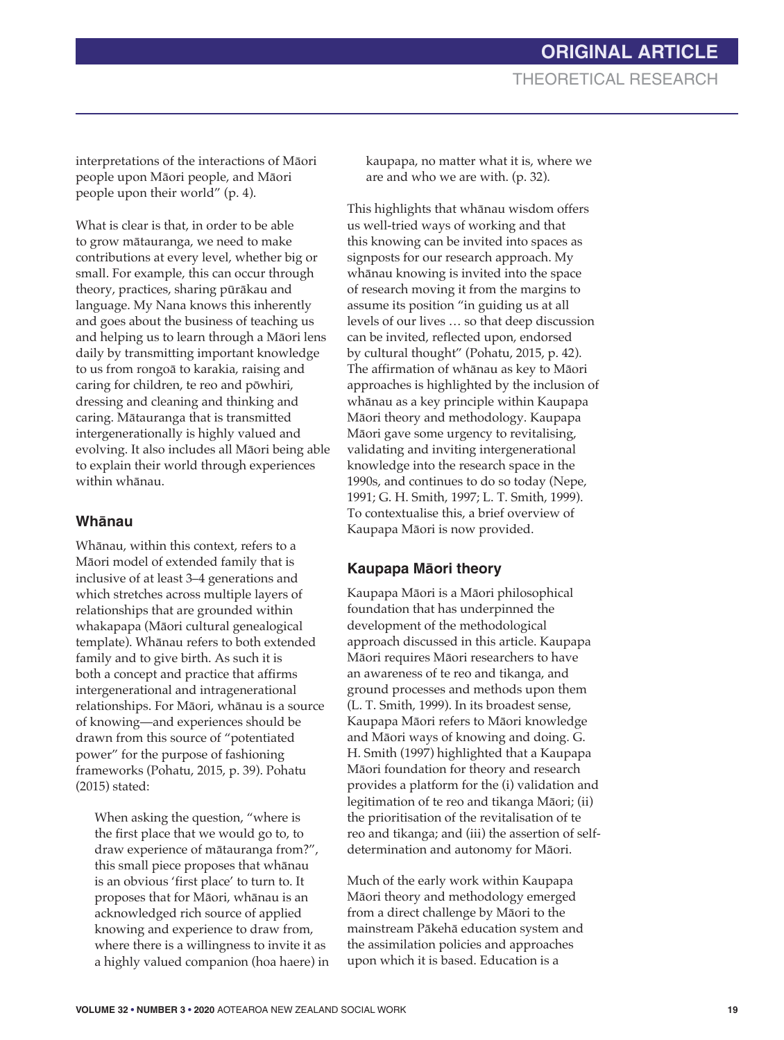interpretations of the interactions of Māori people upon Māori people, and Māori people upon their world" (p. 4).

What is clear is that, in order to be able to grow mātauranga, we need to make contributions at every level, whether big or small. For example, this can occur through theory, practices, sharing pūrākau and language. My Nana knows this inherently and goes about the business of teaching us and helping us to learn through a Māori lens daily by transmitting important knowledge to us from rongoā to karakia, raising and caring for children, te reo and pōwhiri, dressing and cleaning and thinking and caring. Mātauranga that is transmitted intergenerationally is highly valued and evolving. It also includes all Māori being able to explain their world through experiences within whānau.

### Whānau

Whānau, within this context, refers to a Māori model of extended family that is inclusive of at least 3–4 generations and which stretches across multiple layers of relationships that are grounded within whakapapa (Māori cultural genealogical template). Whānau refers to both extended family and to give birth. As such it is both a concept and practice that affirms intergenerational and intragenerational relationships. For Māori, whānau is a source of knowing—and experiences should be drawn from this source of "potentiated power" for the purpose of fashioning frameworks (Pohatu, 2015, p. 39). Pohatu (2015) stated:

> When asking the question, "where is the first place that we would go to, to draw experience of mātauranga from?", this small piece proposes that whānau is an obvious 'first place' to turn to. It proposes that for Māori, whānau is an acknowledged rich source of applied knowing and experience to draw from, where there is a willingness to invite it as a highly valued companion (hoa haere) in kaupapa, no matter what it is, where we are and who we are with. (p. 32).

This highlights that whānau wisdom offers us well-tried ways of working and that this knowing can be invited into spaces as signposts for our research approach. My whānau knowing is invited into the space of research moving it from the margins to assume its position "in guiding us at all levels of our lives … so that deep discussion can be invited, reflected upon, endorsed by cultural thought" (Pohatu, 2015, p. 42). The affirmation of whānau as key to Māori approaches is highlighted by the inclusion of whānau as a key principle within Kaupapa Māori theory and methodology. Kaupapa Māori gave some urgency to revitalising, validating and inviting intergenerational knowledge into the research space in the 1990s, and continues to do so today (Nepe, 1991; G. H. Smith, 1997; L. T. Smith, 1999). To contextualise this, a brief overview of Kaupapa Māori is now provided.

### Kaupapa Māori theory

Kaupapa Māori is a Māori philosophical foundation that has underpinned the development of the methodological approach discussed in this article. Kaupapa Māori requires Māori researchers to have an awareness of te reo and tikanga, and ground processes and methods upon them (L. T. Smith, 1999). In its broadest sense, Kaupapa Māori refers to Māori knowledge and Māori ways of knowing and doing. G. H. Smith (1997) highlighted that a Kaupapa Māori foundation for theory and research provides a platform for the (i) validation and legitimation of te reo and tikanga Māori; (ii) the prioritisation of the revitalisation of te reo and tikanga; and (iii) the assertion of self-determination and autonomy for Māori.

Much of the early work within Kaupapa Māori theory and methodology emerged from a direct challenge by Māori to the mainstream Pākehā education system and the assimilation policies and approaches upon which it is based. Education is a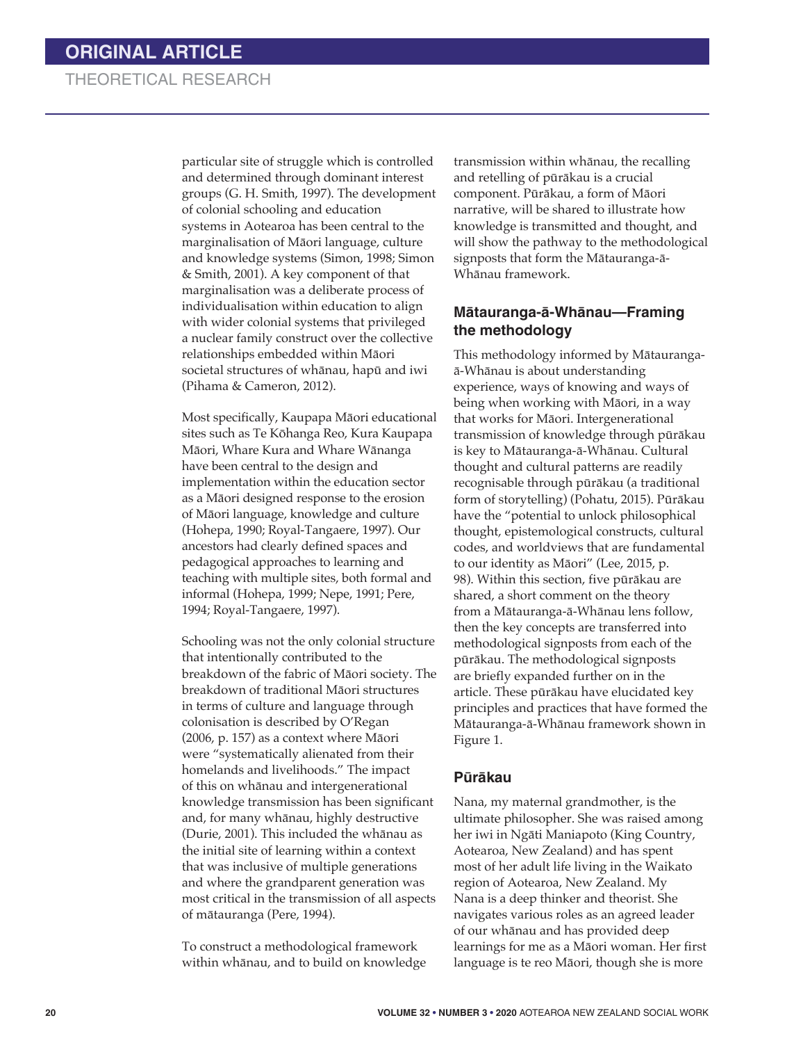particular site of struggle which is controlled and determined through dominant interest groups (G. H. Smith, 1997). The development of colonial schooling and education systems in Aotearoa has been central to the marginalisation of Māori language, culture and knowledge systems (Simon, 1998; Simon & Smith, 2001). A key component of that marginalisation was a deliberate process of individualisation within education to align with wider colonial systems that privileged a nuclear family construct over the collective relationships embedded within Māori societal structures of whānau, hapū and iwi (Pihama & Cameron, 2012).

Most specifically, Kaupapa Māori educational sites such as Te Kōhanga Reo, Kura Kaupapa Māori, Whare Kura and Whare Wānanga have been central to the design and implementation within the education sector as a Māori designed response to the erosion of Māori language, knowledge and culture (Hohepa, 1990; Royal-Tangaere, 1997). Our ancestors had clearly defined spaces and pedagogical approaches to learning and teaching with multiple sites, both formal and informal (Hohepa, 1999; Nepe, 1991; Pere, 1994; Royal-Tangaere, 1997).

Schooling was not the only colonial structure that intentionally contributed to the breakdown of the fabric of Māori society. The breakdown of traditional Māori structures in terms of culture and language through colonisation is described by O'Regan (2006, p. 157) as a context where Māori were "systematically alienated from their homelands and livelihoods." The impact of this on whānau and intergenerational knowledge transmission has been significant and, for many whānau, highly destructive (Durie, 2001). This included the whānau as the initial site of learning within a context that was inclusive of multiple generations and where the grandparent generation was most critical in the transmission of all aspects of mātauranga (Pere, 1994).

To construct a methodological framework within whānau, and to build on knowledge transmission within whānau, the recalling and retelling of pūrākau is a crucial component. Pūrākau, a form of Māori narrative, will be shared to illustrate how knowledge is transmitted and thought, and will show the pathway to the methodological signposts that form the Mātauranga-ā-Whānau framework.

## Mātauranga-ā-Whānau—Framing the methodology

This methodology informed by Mātauranga-ā-Whānau is about understanding experience, ways of knowing and ways of being when working with Māori, in a way that works for Māori. Intergenerational transmission of knowledge through pūrākau is key to Mātauranga-ā-Whānau. Cultural thought and cultural patterns are readily recognisable through pūrākau (a traditional form of storytelling) (Pohatu, 2015). Pūrākau have the "potential to unlock philosophical thought, epistemological constructs, cultural codes, and worldviews that are fundamental to our identity as Māori" (Lee, 2015, p. 98). Within this section, five pūrākau are shared, a short comment on the theory from a Mātauranga-ā-Whānau lens follow, then the key concepts are transferred into methodological signposts from each of the pūrākau. The methodological signposts are briefly expanded further on in the article. These pūrākau have elucidated key principles and practices that have formed the Mātauranga-ā-Whānau framework shown in Figure 1.

## Pūrākau

Nana, my maternal grandmother, is the ultimate philosopher. She was raised among her iwi in Ngāti Maniapoto (King Country, Aotearoa, New Zealand) and has spent most of her adult life living in the Waikato region of Aotearoa, New Zealand. My Nana is a deep thinker and theorist. She navigates various roles as an agreed leader of our whānau and has provided deep learnings for me as a Māori woman. Her first language is te reo Māori, though she is more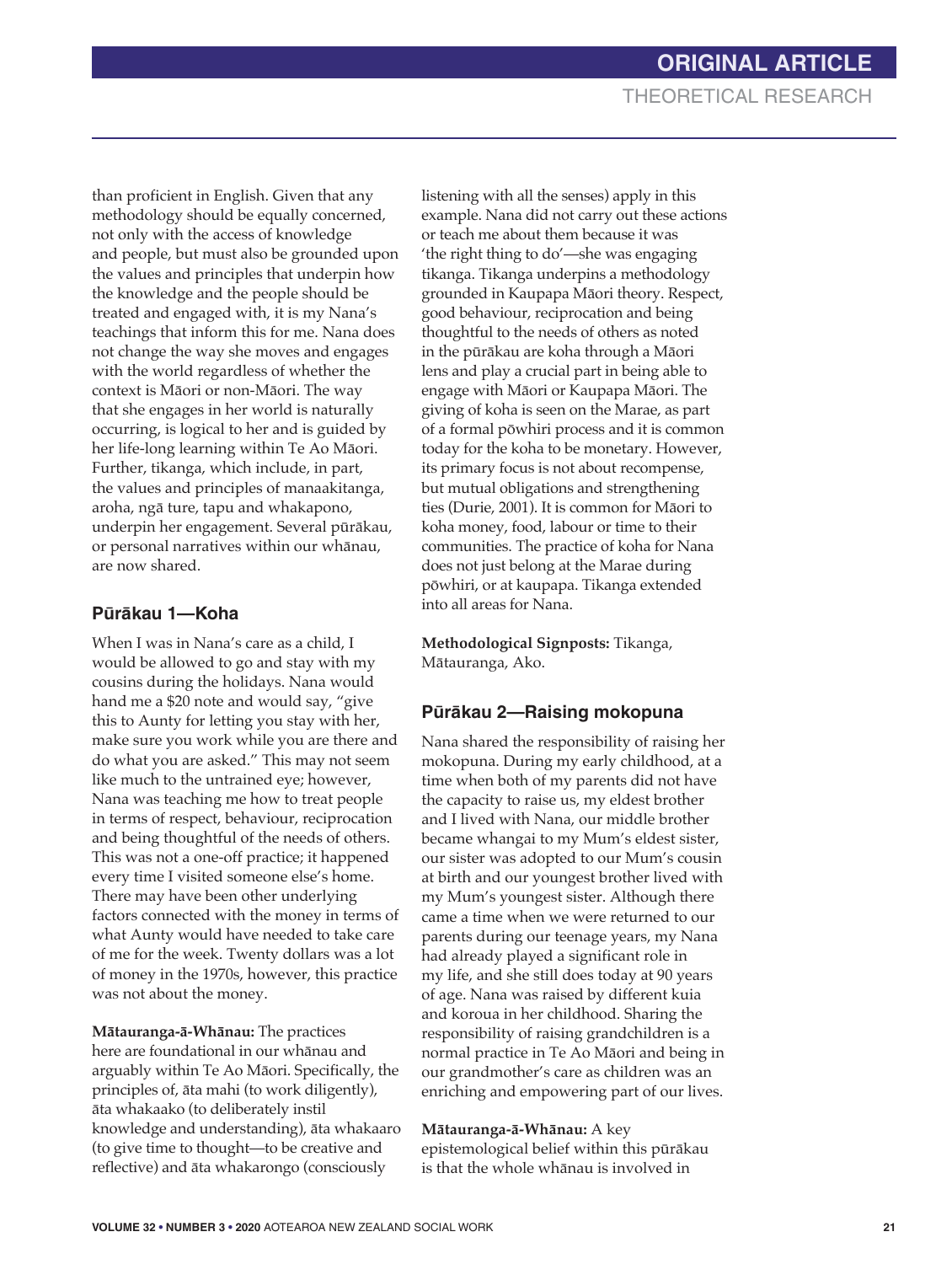than proficient in English. Given that any methodology should be equally concerned, not only with the access of knowledge and people, but must also be grounded upon the values and principles that underpin how the knowledge and the people should be treated and engaged with, it is my Nana's teachings that inform this for me. Nana does not change the way she moves and engages with the world regardless of whether the context is Māori or non-Māori. The way that she engages in her world is naturally occurring, is logical to her and is guided by her life-long learning within Te Ao Māori. Further, tikanga, which include, in part, the values and principles of manaakitanga, aroha, ngā ture, tapu and whakapono, underpin her engagement. Several pūrākau, or personal narratives within our whānau, are now shared.

### Pūrākau 1—Koha

When I was in Nana's care as a child, I would be allowed to go and stay with my cousins during the holidays. Nana would hand me a $20 note and would say, "give this to Aunty for letting you stay with her, make sure you work while you are there and do what you are asked." This may not seem like much to the untrained eye; however, Nana was teaching me how to treat people in terms of respect, behaviour, reciprocation and being thoughtful of the needs of others. This was not a one-off practice; it happened every time I visited someone else's home. There may have been other underlying factors connected with the money in terms of what Aunty would have needed to take care of me for the week. Twenty dollars was a lot of money in the 1970s, however, this practice was not about the money.

**Mātauranga-ā-Whānau:** The practices here are foundational in our whānau and arguably within Te Ao Māori. Specifically, the principles of, āta mahi (to work diligently), āta whakaako (to deliberately instil knowledge and understanding), āta whakaaro (to give time to thought—to be creative and reflective) and āta whakarongo (consciously listening with all the senses) apply in this example. Nana did not carry out these actions or teach me about them because it was 'the right thing to do'—she was engaging tikanga. Tikanga underpins a methodology grounded in Kaupapa Māori theory. Respect, good behaviour, reciprocation and being thoughtful to the needs of others as noted in the pūrākau are koha through a Māori lens and play a crucial part in being able to engage with Māori or Kaupapa Māori. The giving of koha is seen on the Marae, as part of a formal pōwhiri process and it is common today for the koha to be monetary. However, its primary focus is not about recompense, but mutual obligations and strengthening ties (Durie, 2001). It is common for Māori to koha money, food, labour or time to their communities. The practice of koha for Nana does not just belong at the Marae during pōwhiri, or at kaupapa. Tikanga extended into all areas for Nana.

**Methodological Signposts:** Tikanga, Mātauranga, Ako.

### Pūrākau 2—Raising mokopuna

Nana shared the responsibility of raising her mokopuna. During my early childhood, at a time when both of my parents did not have the capacity to raise us, my eldest brother and I lived with Nana, our middle brother became whangai to my Mum's eldest sister, our sister was adopted to our Mum's cousin at birth and our youngest brother lived with my Mum's youngest sister. Although there came a time when we were returned to our parents during our teenage years, my Nana had already played a significant role in my life, and she still does today at 90 years of age. Nana was raised by different kuia and koroua in her childhood. Sharing the responsibility of raising grandchildren is a normal practice in Te Ao Māori and being in our grandmother's care as children was an enriching and empowering part of our lives.

**Mātauranga-ā-Whānau:** A key epistemological belief within this pūrākau is that the whole whānau is involved in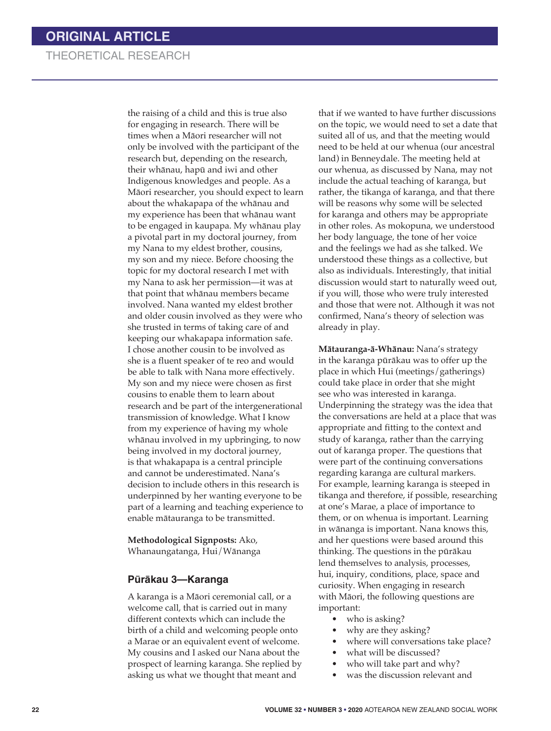the raising of a child and this is true also for engaging in research. There will be times when a Māori researcher will not only be involved with the participant of the research but, depending on the research, their whānau, hapū and iwi and other Indigenous knowledges and people. As a Māori researcher, you should expect to learn about the whakapapa of the whānau and my experience has been that whānau want to be engaged in kaupapa. My whānau play a pivotal part in my doctoral journey, from my Nana to my eldest brother, cousins, my son and my niece. Before choosing the topic for my doctoral research I met with my Nana to ask her permission—it was at that point that whānau members became involved. Nana wanted my eldest brother and older cousin involved as they were who she trusted in terms of taking care of and keeping our whakapapa information safe. I chose another cousin to be involved as she is a fluent speaker of te reo and would be able to talk with Nana more effectively. My son and my niece were chosen as first cousins to enable them to learn about research and be part of the intergenerational transmission of knowledge. What I know from my experience of having my whole whānau involved in my upbringing, to now being involved in my doctoral journey, is that whakapapa is a central principle and cannot be underestimated. Nana's decision to include others in this research is underpinned by her wanting everyone to be part of a learning and teaching experience to enable mātauranga to be transmitted.

**Methodological Signposts:** Ako, Whanaungatanga, Hui/Wānanga

### Pūrākau 3—Karanga

A karanga is a Māori ceremonial call, or a welcome call, that is carried out in many different contexts which can include the birth of a child and welcoming people onto a Marae or an equivalent event of welcome. My cousins and I asked our Nana about the prospect of learning karanga. She replied by asking us what we thought that meant and that if we wanted to have further discussions on the topic, we would need to set a date that suited all of us, and that the meeting would need to be held at our whenua (our ancestral land) in Benneydale. The meeting held at our whenua, as discussed by Nana, may not include the actual teaching of karanga, but rather, the tikanga of karanga, and that there will be reasons why some will be selected for karanga and others may be appropriate in other roles. As mokopuna, we understood her body language, the tone of her voice and the feelings we had as she talked. We understood these things as a collective, but also as individuals. Interestingly, that initial discussion would start to naturally weed out, if you will, those who were truly interested and those that were not. Although it was not confirmed, Nana's theory of selection was already in play.

**Mātauranga-ā-Whānau:** Nana's strategy in the karanga pūrākau was to offer up the place in which Hui (meetings/gatherings) could take place in order that she might see who was interested in karanga. Underpinning the strategy was the idea that the conversations are held at a place that was appropriate and fitting to the context and study of karanga, rather than the carrying out of karanga proper. The questions that were part of the continuing conversations regarding karanga are cultural markers. For example, learning karanga is steeped in tikanga and therefore, if possible, researching at one's Marae, a place of importance to them, or on whenua is important. Learning in wānanga is important. Nana knows this, and her questions were based around this thinking. The questions in the pūrākau lend themselves to analysis, processes, hui, inquiry, conditions, place, space and curiosity. When engaging in research with Māori, the following questions are important:

- who is asking?
- why are they asking?
- where will conversations take place?
- what will be discussed?
- who will take part and why?
- was the discussion relevant and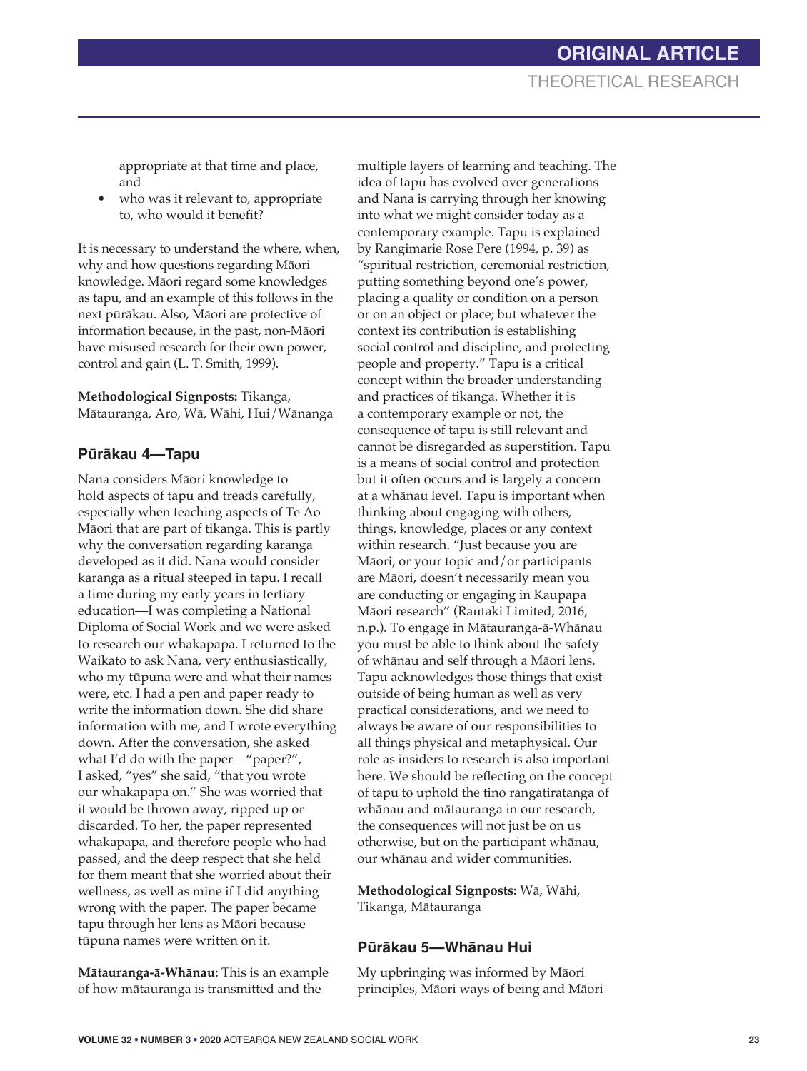appropriate at that time and place, and

- who was it relevant to, appropriate to, who would it benefit?

It is necessary to understand the where, when, why and how questions regarding Māori knowledge. Māori regard some knowledges as tapu, and an example of this follows in the next pūrākau. Also, Māori are protective of information because, in the past, non-Māori have misused research for their own power, control and gain (L. T. Smith, 1999).

**Methodological Signposts:** Tikanga, Mātauranga, Aro, Wā, Wāhi, Hui/Wānanga

### Pūrākau 4—Tapu

Nana considers Māori knowledge to hold aspects of tapu and treads carefully, especially when teaching aspects of Te Ao Māori that are part of tikanga. This is partly why the conversation regarding karanga developed as it did. Nana would consider karanga as a ritual steeped in tapu. I recall a time during my early years in tertiary education—I was completing a National Diploma of Social Work and we were asked to research our whakapapa. I returned to the Waikato to ask Nana, very enthusiastically, who my tūpuna were and what their names were, etc. I had a pen and paper ready to write the information down. She did share information with me, and I wrote everything down. After the conversation, she asked what I'd do with the paper—"paper?", I asked, "yes" she said, "that you wrote our whakapapa on." She was worried that it would be thrown away, ripped up or discarded. To her, the paper represented whakapapa, and therefore people who had passed, and the deep respect that she held for them meant that she worried about their wellness, as well as mine if I did anything wrong with the paper. The paper became tapu through her lens as Māori because tūpuna names were written on it.

**Mātauranga-ā-Whānau:** This is an example of how mātauranga is transmitted and the multiple layers of learning and teaching. The idea of tapu has evolved over generations and Nana is carrying through her knowing into what we might consider today as a contemporary example. Tapu is explained by Rangimarie Rose Pere (1994, p. 39) as "spiritual restriction, ceremonial restriction, putting something beyond one's power, placing a quality or condition on a person or on an object or place; but whatever the context its contribution is establishing social control and discipline, and protecting people and property." Tapu is a critical concept within the broader understanding and practices of tikanga. Whether it is a contemporary example or not, the consequence of tapu is still relevant and cannot be disregarded as superstition. Tapu is a means of social control and protection but it often occurs and is largely a concern at a whānau level. Tapu is important when thinking about engaging with others, things, knowledge, places or any context within research. "Just because you are Māori, or your topic and/or participants are Māori, doesn't necessarily mean you are conducting or engaging in Kaupapa Māori research" (Rautaki Limited, 2016, n.p.). To engage in Mātauranga-ā-Whānau you must be able to think about the safety of whānau and self through a Māori lens. Tapu acknowledges those things that exist outside of being human as well as very practical considerations, and we need to always be aware of our responsibilities to all things physical and metaphysical. Our role as insiders to research is also important here. We should be reflecting on the concept of tapu to uphold the tino rangatiratanga of whānau and mātauranga in our research, the consequences will not just be on us otherwise, but on the participant whānau, our whānau and wider communities.

**Methodological Signposts:** Wā, Wāhi, Tikanga, Mātauranga

### Pūrākau 5—Whānau Hui

My upbringing was informed by Māori principles, Māori ways of being and Māori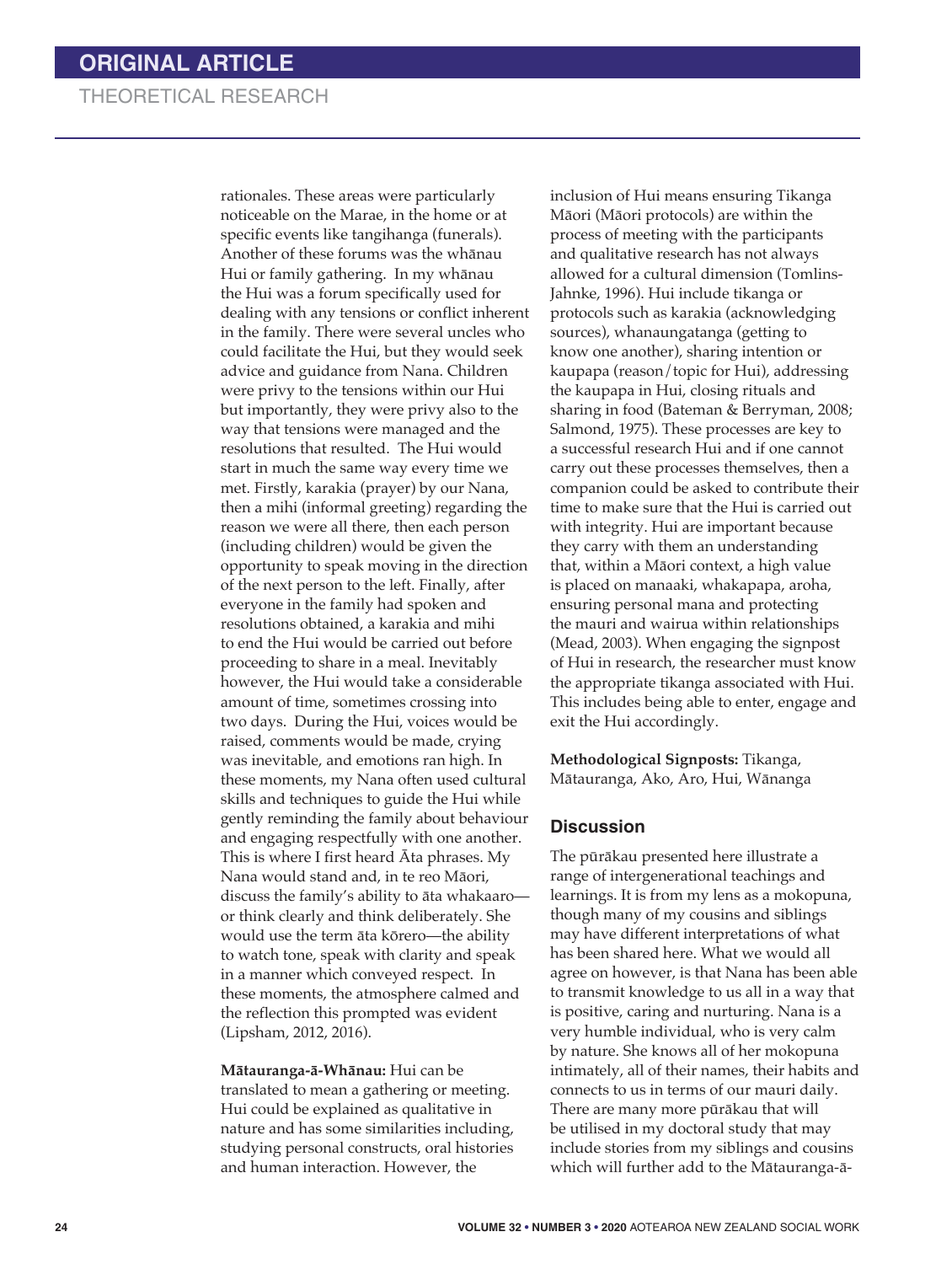rationales. These areas were particularly noticeable on the Marae, in the home or at specific events like tangihanga (funerals). Another of these forums was the whānau Hui or family gathering. In my whānau the Hui was a forum specifically used for dealing with any tensions or conflict inherent in the family. There were several uncles who could facilitate the Hui, but they would seek advice and guidance from Nana. Children were privy to the tensions within our Hui but importantly, they were privy also to the way that tensions were managed and the resolutions that resulted. The Hui would start in much the same way every time we met. Firstly, karakia (prayer) by our Nana, then a mihi (informal greeting) regarding the reason we were all there, then each person (including children) would be given the opportunity to speak moving in the direction of the next person to the left. Finally, after everyone in the family had spoken and resolutions obtained, a karakia and mihi to end the Hui would be carried out before proceeding to share in a meal. Inevitably however, the Hui would take a considerable amount of time, sometimes crossing into two days. During the Hui, voices would be raised, comments would be made, crying was inevitable, and emotions ran high. In these moments, my Nana often used cultural skills and techniques to guide the Hui while gently reminding the family about behaviour and engaging respectfully with one another. This is where I first heard Āta phrases. My Nana would stand and, in te reo Māori, discuss the family's ability to āta whakaaro—or think clearly and think deliberately. She would use the term āta kōrero—the ability to watch tone, speak with clarity and speak in a manner which conveyed respect. In these moments, the atmosphere calmed and the reflection this prompted was evident (Lipsham, 2012, 2016).

**Mātauranga-ā-Whānau:** Hui can be translated to mean a gathering or meeting. Hui could be explained as qualitative in nature and has some similarities including, studying personal constructs, oral histories and human interaction. However, the inclusion of Hui means ensuring Tikanga Māori (Māori protocols) are within the process of meeting with the participants and qualitative research has not always allowed for a cultural dimension (Tomlins-Jahnke, 1996). Hui include tikanga or protocols such as karakia (acknowledging sources), whanaungatanga (getting to know one another), sharing intention or kaupapa (reason/topic for Hui), addressing the kaupapa in Hui, closing rituals and sharing in food (Bateman & Berryman, 2008; Salmond, 1975). These processes are key to a successful research Hui and if one cannot carry out these processes themselves, then a companion could be asked to contribute their time to make sure that the Hui is carried out with integrity. Hui are important because they carry with them an understanding that, within a Māori context, a high value is placed on manaaki, whakapapa, aroha, ensuring personal mana and protecting the mauri and wairua within relationships (Mead, 2003). When engaging the signpost of Hui in research, the researcher must know the appropriate tikanga associated with Hui. This includes being able to enter, engage and exit the Hui accordingly.

**Methodological Signposts:** Tikanga, Mātauranga, Ako, Aro, Hui, Wānanga

## Discussion

The pūrākau presented here illustrate a range of intergenerational teachings and learnings. It is from my lens as a mokopuna, though many of my cousins and siblings may have different interpretations of what has been shared here. What we would all agree on however, is that Nana has been able to transmit knowledge to us all in a way that is positive, caring and nurturing. Nana is a very humble individual, who is very calm by nature. She knows all of her mokopuna intimately, all of their names, their habits and connects to us in terms of our mauri daily. There are many more pūrākau that will be utilised in my doctoral study that may include stories from my siblings and cousins which will further add to the Mātauranga-ā-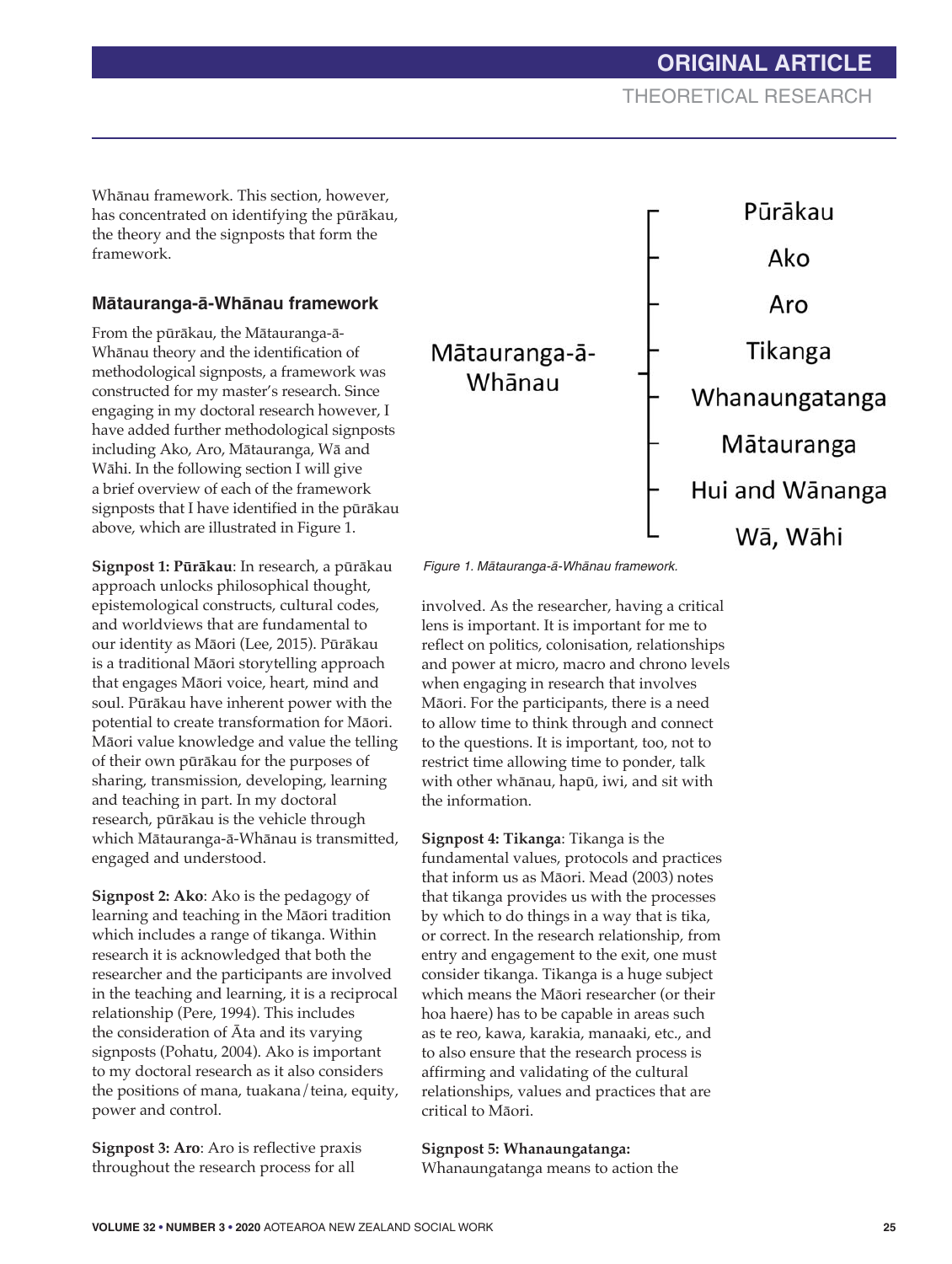Whānau framework. This section, however, has concentrated on identifying the pūrākau, the theory and the signposts that form the framework.

### Mātauranga-ā-Whānau framework

From the pūrākau, the Mātauranga-ā-Whānau theory and the identification of methodological signposts, a framework was constructed for my master's research. Since engaging in my doctoral research however, I have added further methodological signposts including Ako, Aro, Mātauranga, Wā and Wāhi. In the following section I will give a brief overview of each of the framework signposts that I have identified in the pūrākau above, which are illustrated in Figure 1.

Mātauranga-ā-Whānau

- Pūrākau
- Ako
- Aro
- Tikanga
- Whanaungatanga
- Mātauranga
- Hui and Wānanga
- Wā, Wāhi

*Figure 1. Mātauranga-ā-Whānau framework.*

**Signpost 1: Pūrākau**: In research, a pūrākau approach unlocks philosophical thought, epistemological constructs, cultural codes, and worldviews that are fundamental to our identity as Māori (Lee, 2015). Pūrākau is a traditional Māori storytelling approach that engages Māori voice, heart, mind and soul. Pūrākau have inherent power with the potential to create transformation for Māori. Māori value knowledge and value the telling of their own pūrākau for the purposes of sharing, transmission, developing, learning and teaching in part. In my doctoral research, pūrākau is the vehicle through which Mātauranga-ā-Whānau is transmitted, engaged and understood.

**Signpost 2: Ako**: Ako is the pedagogy of learning and teaching in the Māori tradition which includes a range of tikanga. Within research it is acknowledged that both the researcher and the participants are involved in the teaching and learning, it is a reciprocal relationship (Pere, 1994). This includes the consideration of Āta and its varying signposts (Pohatu, 2004). Ako is important to my doctoral research as it also considers the positions of mana, tuakana/teina, equity, power and control.

**Signpost 3: Aro**: Aro is reflective praxis throughout the research process for all involved. As the researcher, having a critical lens is important. It is important for me to reflect on politics, colonisation, relationships and power at micro, macro and chrono levels when engaging in research that involves Māori. For the participants, there is a need to allow time to think through and connect to the questions. It is important, too, not to restrict time allowing time to ponder, talk with other whānau, hapū, iwi, and sit with the information.

**Signpost 4: Tikanga**: Tikanga is the fundamental values, protocols and practices that inform us as Māori. Mead (2003) notes that tikanga provides us with the processes by which to do things in a way that is tika, or correct. In the research relationship, from entry and engagement to the exit, one must consider tikanga. Tikanga is a huge subject which means the Māori researcher (or their hoa haere) has to be capable in areas such as te reo, kawa, karakia, manaaki, etc., and to also ensure that the research process is affirming and validating of the cultural relationships, values and practices that are critical to Māori.

**Signpost 5: Whanaungatanga:** Whanaungatanga means to action the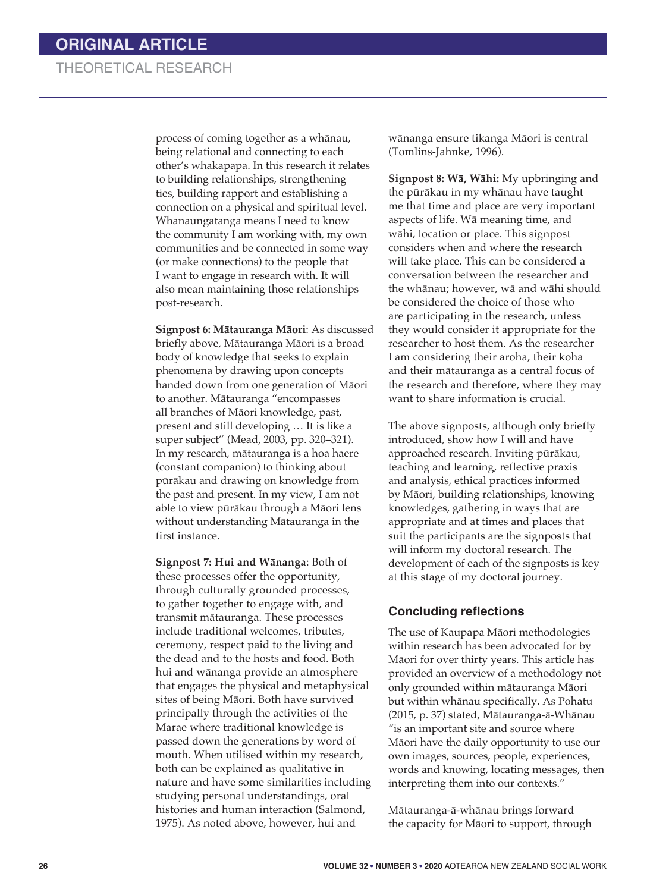process of coming together as a whānau, being relational and connecting to each other's whakapapa. In this research it relates to building relationships, strengthening ties, building rapport and establishing a connection on a physical and spiritual level. Whanaungatanga means I need to know the community I am working with, my own communities and be connected in some way (or make connections) to the people that I want to engage in research with. It will also mean maintaining those relationships post-research.

**Signpost 6: Mātauranga Māori**: As discussed briefly above, Mātauranga Māori is a broad body of knowledge that seeks to explain phenomena by drawing upon concepts handed down from one generation of Māori to another. Mātauranga "encompasses all branches of Māori knowledge, past, present and still developing … It is like a super subject" (Mead, 2003, pp. 320–321). In my research, mātauranga is a hoa haere (constant companion) to thinking about pūrākau and drawing on knowledge from the past and present. In my view, I am not able to view pūrākau through a Māori lens without understanding Mātauranga in the first instance.

**Signpost 7: Hui and Wānanga**: Both of these processes offer the opportunity, through culturally grounded processes, to gather together to engage with, and transmit mātauranga. These processes include traditional welcomes, tributes, ceremony, respect paid to the living and the dead and to the hosts and food. Both hui and wānanga provide an atmosphere that engages the physical and metaphysical sites of being Māori. Both have survived principally through the activities of the Marae where traditional knowledge is passed down the generations by word of mouth. When utilised within my research, both can be explained as qualitative in nature and have some similarities including studying personal understandings, oral histories and human interaction (Salmond, 1975). As noted above, however, hui and wānanga ensure tikanga Māori is central (Tomlins-Jahnke, 1996).

**Signpost 8: Wā, Wāhi:** My upbringing and the pūrākau in my whānau have taught me that time and place are very important aspects of life. Wā meaning time, and wāhi, location or place. This signpost considers when and where the research will take place. This can be considered a conversation between the researcher and the whānau; however, wā and wāhi should be considered the choice of those who are participating in the research, unless they would consider it appropriate for the researcher to host them. As the researcher I am considering their aroha, their koha and their mātauranga as a central focus of the research and therefore, where they may want to share information is crucial.

The above signposts, although only briefly introduced, show how I will and have approached research. Inviting pūrākau, teaching and learning, reflective praxis and analysis, ethical practices informed by Māori, building relationships, knowing knowledges, gathering in ways that are appropriate and at times and places that suit the participants are the signposts that will inform my doctoral research. The development of each of the signposts is key at this stage of my doctoral journey.

## Concluding reflections

The use of Kaupapa Māori methodologies within research has been advocated for by Māori for over thirty years. This article has provided an overview of a methodology not only grounded within mātauranga Māori but within whānau specifically. As Pohatu (2015, p. 37) stated, Mātauranga-ā-Whānau "is an important site and source where Māori have the daily opportunity to use our own images, sources, people, experiences, words and knowing, locating messages, then interpreting them into our contexts."

Mātauranga-ā-whānau brings forward the capacity for Māori to support, through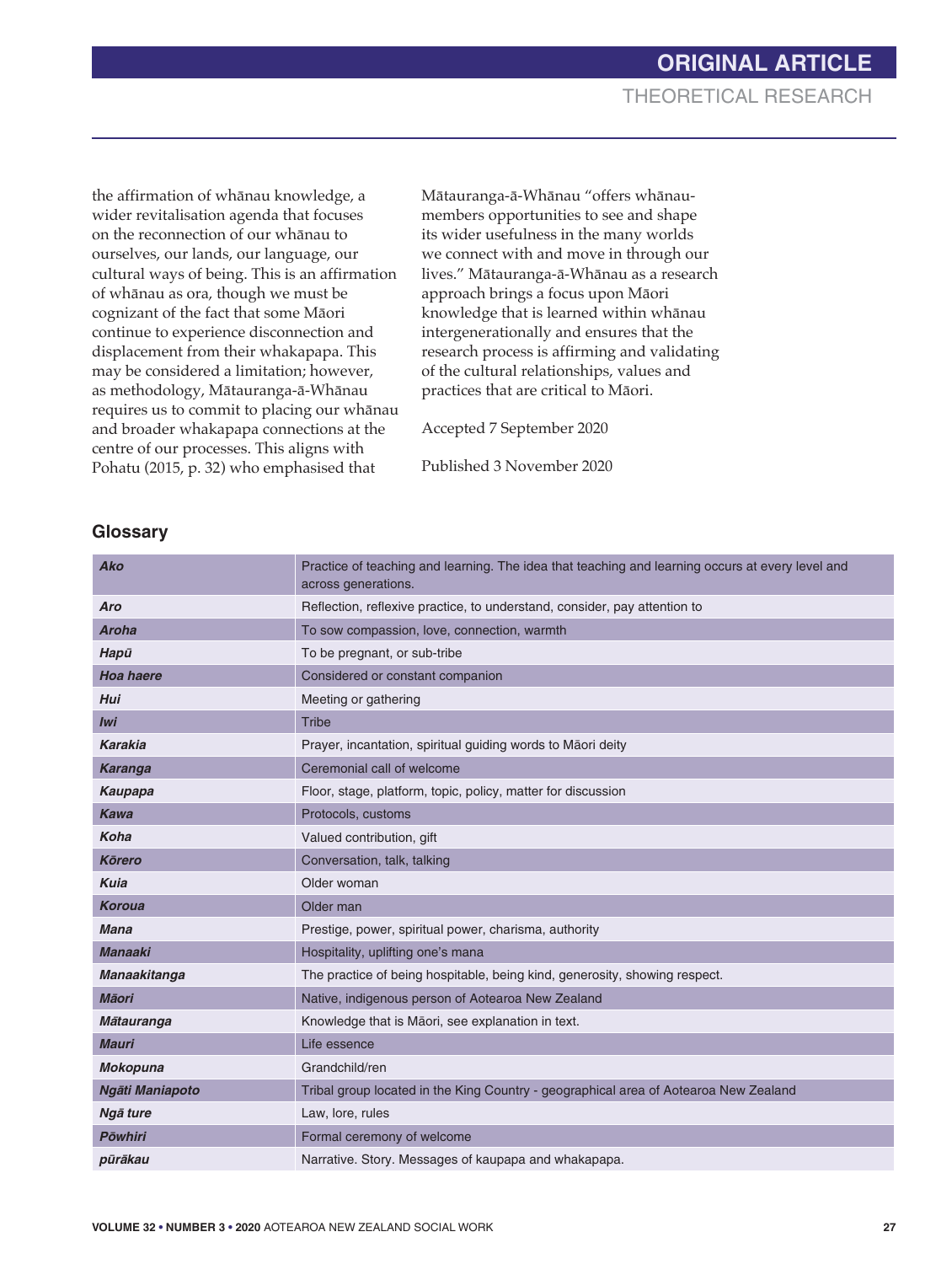the affirmation of whānau knowledge, a wider revitalisation agenda that focuses on the reconnection of our whānau to ourselves, our lands, our language, our cultural ways of being. This is an affirmation of whānau as ora, though we must be cognizant of the fact that some Māori continue to experience disconnection and displacement from their whakapapa. This may be considered a limitation; however, as methodology, Mātauranga-ā-Whānau requires us to commit to placing our whānau and broader whakapapa connections at the centre of our processes. This aligns with Pohatu (2015, p. 32) who emphasised that Mātauranga-ā-Whānau "offers whānau-members opportunities to see and shape its wider usefulness in the many worlds we connect with and move in through our lives." Mātauranga-ā-Whānau as a research approach brings a focus upon Māori knowledge that is learned within whānau intergenerationally and ensures that the research process is affirming and validating of the cultural relationships, values and practices that are critical to Māori.

Accepted 7 September 2020

Published 3 November 2020

## Glossary

| Term | Meaning |
|---|---|
| ***Ako*** | Practice of teaching and learning. The idea that teaching and learning occurs at every level and across generations. |
| ***Aro*** | Reflection, reflexive practice, to understand, consider, pay attention to |
| ***Aroha*** | To sow compassion, love, connection, warmth |
| ***Hapū*** | To be pregnant, or sub-tribe |
| ***Hoa haere*** | Considered or constant companion |
| ***Hui*** | Meeting or gathering |
| ***Iwi*** | Tribe |
| ***Karakia*** | Prayer, incantation, spiritual guiding words to Māori deity |
| ***Karanga*** | Ceremonial call of welcome |
| ***Kaupapa*** | Floor, stage, platform, topic, policy, matter for discussion |
| ***Kawa*** | Protocols, customs |
| ***Koha*** | Valued contribution, gift |
| ***Kōrero*** | Conversation, talk, talking |
| ***Kuia*** | Older woman |
| ***Koroua*** | Older man |
| ***Mana*** | Prestige, power, spiritual power, charisma, authority |
| ***Manaaki*** | Hospitality, uplifting one's mana |
| ***Manaakitanga*** | The practice of being hospitable, being kind, generosity, showing respect. |
| ***Māori*** | Native, indigenous person of Aotearoa New Zealand |
| ***Mātauranga*** | Knowledge that is Māori, see explanation in text. |
| ***Mauri*** | Life essence |
| ***Mokopuna*** | Grandchild/ren |
| ***Ngāti Maniapoto*** | Tribal group located in the King Country - geographical area of Aotearoa New Zealand |
| ***Ngā ture*** | Law, lore, rules |
| ***Pōwhiri*** | Formal ceremony of welcome |
| ***pūrākau*** | Narrative. Story. Messages of kaupapa and whakapapa. |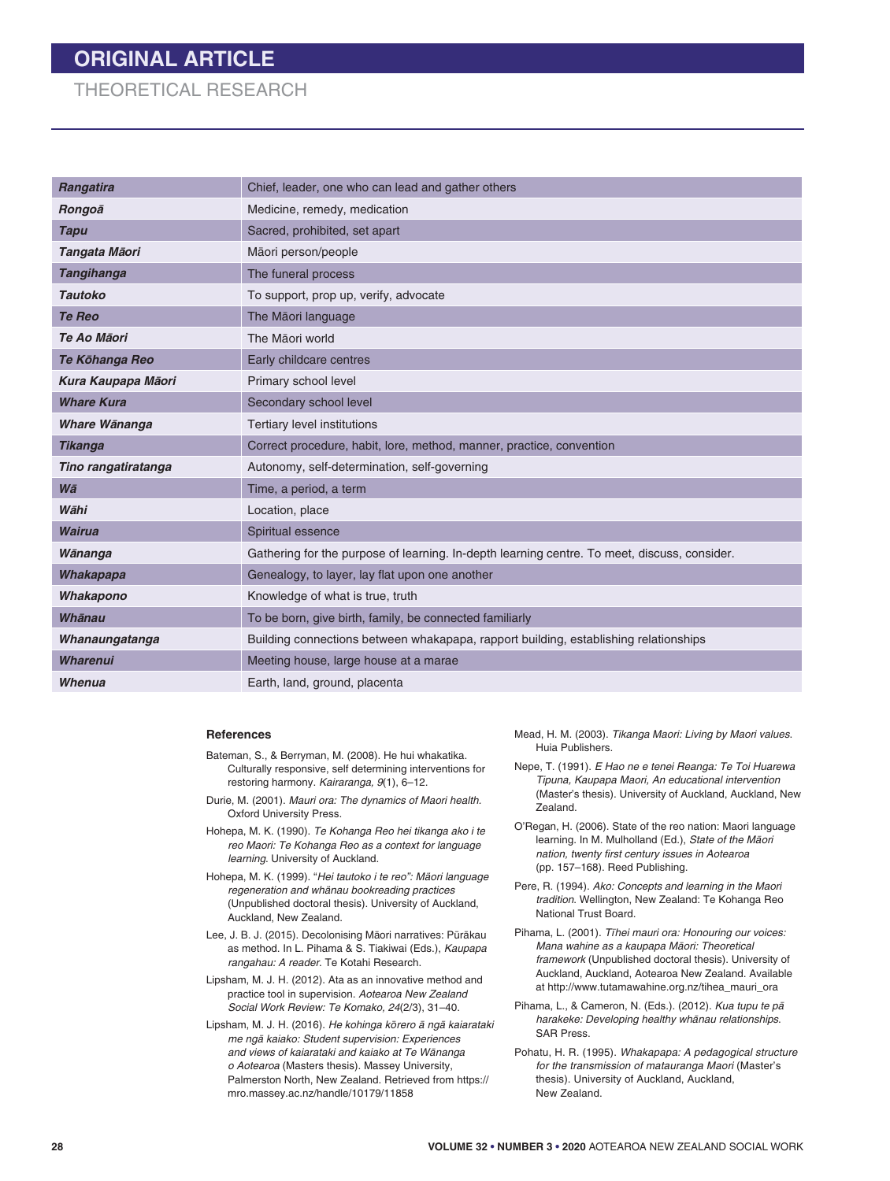| | |
|---|---|
| ***Rangatira*** | Chief, leader, one who can lead and gather others |
| ***Rongoā*** | Medicine, remedy, medication |
| ***Tapu*** | Sacred, prohibited, set apart |
| ***Tangata Māori*** | Māori person/people |
| ***Tangihanga*** | The funeral process |
| ***Tautoko*** | To support, prop up, verify, advocate |
| ***Te Reo*** | The Māori language |
| ***Te Ao Māori*** | The Māori world |
| ***Te Kōhanga Reo*** | Early childcare centres |
| ***Kura Kaupapa Māori*** | Primary school level |
| ***Whare Kura*** | Secondary school level |
| ***Whare Wānanga*** | Tertiary level institutions |
| ***Tikanga*** | Correct procedure, habit, lore, method, manner, practice, convention |
| ***Tino rangatiratanga*** | Autonomy, self-determination, self-governing |
| ***Wā*** | Time, a period, a term |
| ***Wāhi*** | Location, place |
| ***Wairua*** | Spiritual essence |
| ***Wānanga*** | Gathering for the purpose of learning. In-depth learning centre. To meet, discuss, consider. |
| ***Whakapapa*** | Genealogy, to layer, lay flat upon one another |
| ***Whakapono*** | Knowledge of what is true, truth |
| ***Whānau*** | To be born, give birth, family, be connected familiarly |
| ***Whanaungatanga*** | Building connections between whakapapa, rapport building, establishing relationships |
| ***Wharenui*** | Meeting house, large house at a marae |
| ***Whenua*** | Earth, land, ground, placenta |

**References**

Bateman, S., & Berryman, M. (2008). He hui whakatika. Culturally responsive, self determining interventions for restoring harmony. *Kairaranga, 9*(1), 6–12.

Durie, M. (2001). *Mauri ora: The dynamics of Maori health.* Oxford University Press.

Hohepa, M. K. (1990). *Te Kohanga Reo hei tikanga ako i te reo Maori: Te Kohanga Reo as a context for language learning.* University of Auckland.

Hohepa, M. K. (1999). "*Hei tautoko i te reo": Māori language regeneration and whānau bookreading practices* (Unpublished doctoral thesis). University of Auckland, Auckland, New Zealand.

Lee, J. B. J. (2015). Decolonising Māori narratives: Pūrākau as method. In L. Pihama & S. Tiakiwai (Eds.), *Kaupapa rangahau: A reader*. Te Kotahi Research.

Lipsham, M. J. H. (2012). Ata as an innovative method and practice tool in supervision. *Aotearoa New Zealand Social Work Review: Te Komako, 24*(2/3), 31–40.

Lipsham, M. J. H. (2016). *He kohinga kōrero ā ngā kaiarataki me ngā kaiako: Student supervision: Experiences and views of kaiarataki and kaiako at Te Wānanga o Aotearoa* (Masters thesis). Massey University, Palmerston North, New Zealand. Retrieved from https://mro.massey.ac.nz/handle/10179/11858

Mead, H. M. (2003). *Tikanga Maori: Living by Maori values.* Huia Publishers.

Nepe, T. (1991). *E Hao ne e tenei Reanga: Te Toi Huarewa Tipuna, Kaupapa Maori, An educational intervention* (Master's thesis). University of Auckland, Auckland, New Zealand.

O'Regan, H. (2006). State of the reo nation: Maori language learning. In M. Mulholland (Ed.), *State of the Māori nation, twenty first century issues in Aotearoa* (pp. 157–168). Reed Publishing.

Pere, R. (1994). *Ako: Concepts and learning in the Maori tradition.* Wellington, New Zealand: Te Kohanga Reo National Trust Board.

Pihama, L. (2001). *Tīhei mauri ora: Honouring our voices: Mana wahine as a kaupapa Māori: Theoretical framework* (Unpublished doctoral thesis). University of Auckland, Auckland, Aotearoa New Zealand. Available at http://www.tutamawahine.org.nz/tihea_mauri_ora

Pihama, L., & Cameron, N. (Eds.). (2012). *Kua tupu te pā harakeke: Developing healthy whānau relationships.* SAR Press.

Pohatu, H. R. (1995). *Whakapapa: A pedagogical structure for the transmission of matauranga Maori* (Master's thesis). University of Auckland, Auckland, New Zealand.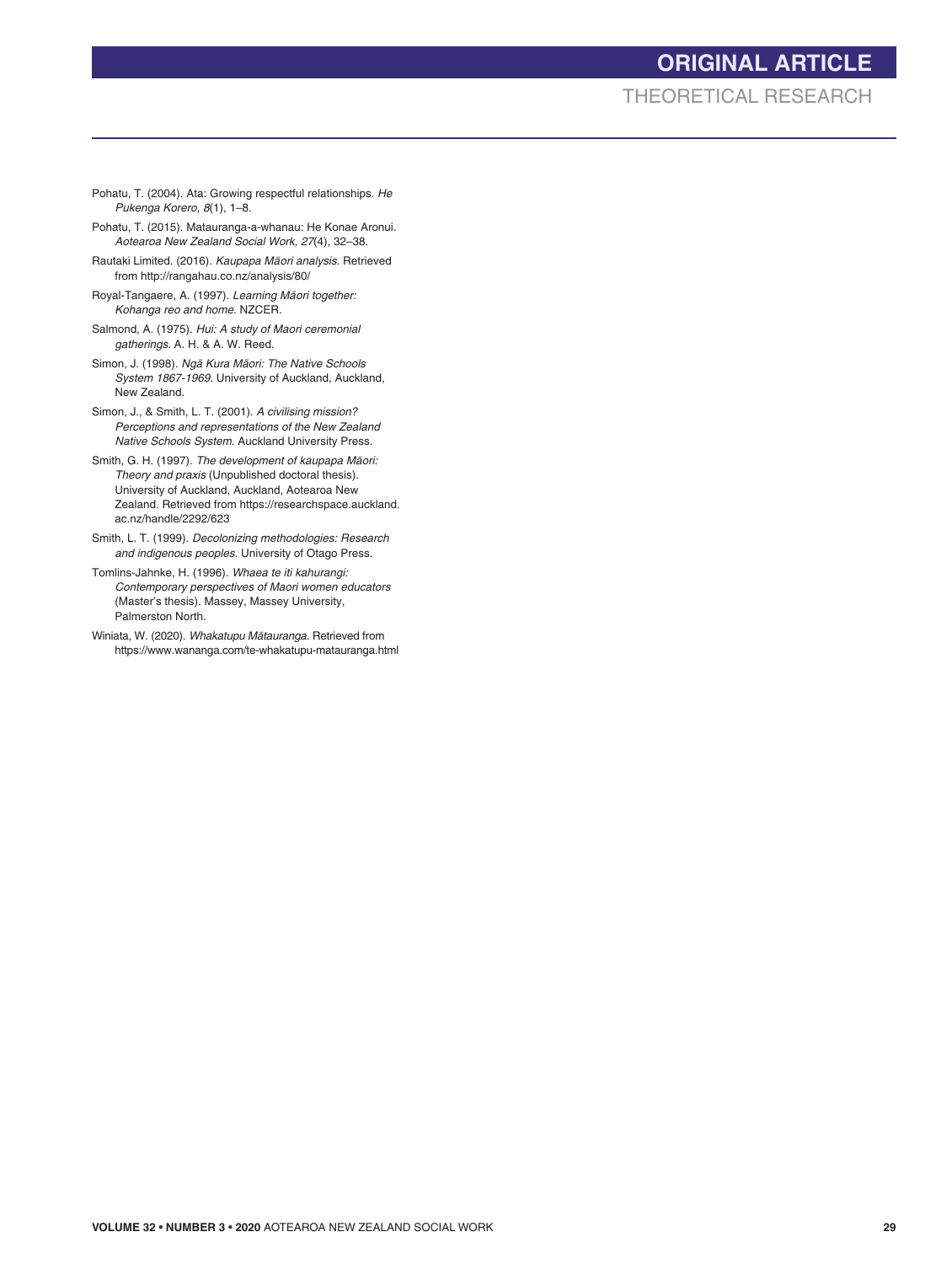Pohatu, T. (2004). Ata: Growing respectful relationships. *He Pukenga Korero, 8*(1), 1–8.

Pohatu, T. (2015). Matauranga-a-whanau: He Konae Aronui. *Aotearoa New Zealand Social Work, 27*(4), 32–38.

Rautaki Limited. (2016). *Kaupapa Māori analysis*. Retrieved from http://rangahau.co.nz/analysis/80/

Royal-Tangaere, A. (1997). *Learning Māori together: Kohanga reo and home*. NZCER.

Salmond, A. (1975). *Hui: A study of Maori ceremonial gatherings*. A. H. & A. W. Reed.

Simon, J. (1998). *Ngā Kura Māori: The Native Schools System 1867-1969*. University of Auckland, Auckland, New Zealand.

Simon, J., & Smith, L. T. (2001). *A civilising mission? Perceptions and representations of the New Zealand Native Schools System*. Auckland University Press.

Smith, G. H. (1997). *The development of kaupapa Māori: Theory and praxis* (Unpublished doctoral thesis). University of Auckland, Auckland, Aotearoa New Zealand. Retrieved from https://researchspace.auckland.ac.nz/handle/2292/623

Smith, L. T. (1999). *Decolonizing methodologies: Research and indigenous peoples*. University of Otago Press.

Tomlins-Jahnke, H. (1996). *Whaea te iti kahurangi: Contemporary perspectives of Maori women educators* (Master's thesis). Massey, Massey University, Palmerston North.

Winiata, W. (2020). *Whakatupu Mātauranga*. Retrieved from https://www.wananga.com/te-whakatupu-matauranga.html